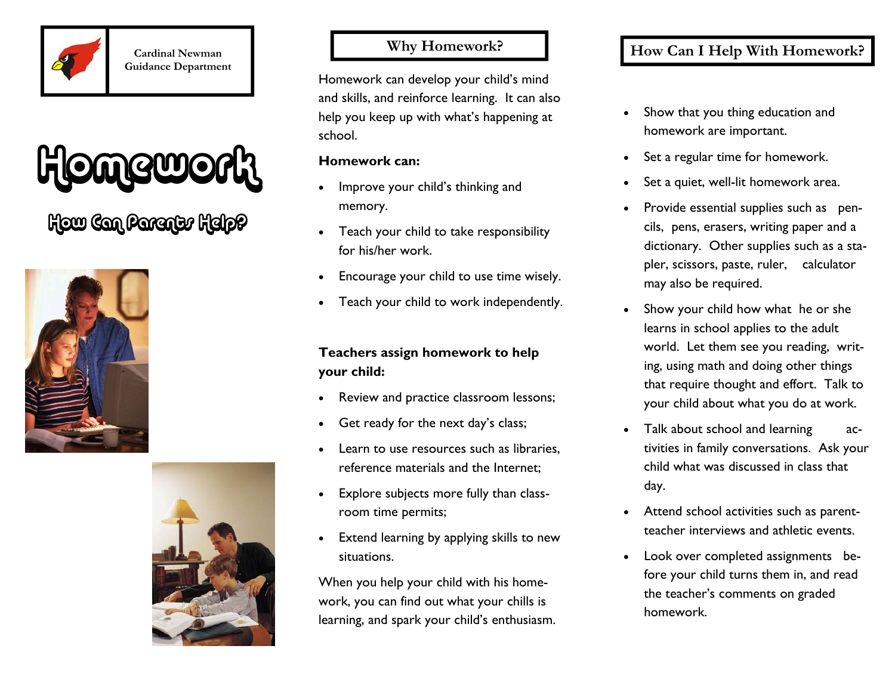Cardinal Newman
Guidance Department

# Homework

## How Can Parents Help?

## Why Homework?

Homework can develop your child's mind and skills, and reinforce learning. It can also help you keep up with what's happening at school.

**Homework can:**

- Improve your child's thinking and memory.
- Teach your child to take responsibility for his/her work.
- Encourage your child to use time wisely.
- Teach your child to work independently.

**Teachers assign homework to help your child:**

- Review and practice classroom lessons;
- Get ready for the next day's class;
- Learn to use resources such as libraries, reference materials and the Internet;
- Explore subjects more fully than classroom time permits;
- Extend learning by applying skills to new situations.

When you help your child with his homework, you can find out what your chills is learning, and spark your child's enthusiasm.

## How Can I Help With Homework?

- Show that you thing education and homework are important.
- Set a regular time for homework.
- Set a quiet, well-lit homework area.
- Provide essential supplies such as pencils, pens, erasers, writing paper and a dictionary. Other supplies such as a stapler, scissors, paste, ruler, calculator may also be required.
- Show your child how what he or she learns in school applies to the adult world. Let them see you reading, writing, using math and doing other things that require thought and effort. Talk to your child about what you do at work.
- Talk about school and learning activities in family conversations. Ask your child what was discussed in class that day.
- Attend school activities such as parent-teacher interviews and athletic events.
- Look over completed assignments before your child turns them in, and read the teacher's comments on graded homework.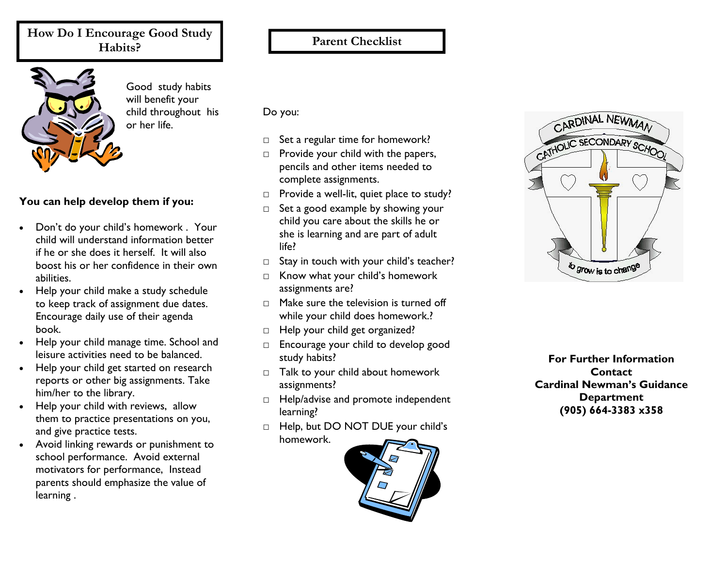## How Do I Encourage Good Study Habits?

Good study habits will benefit your child throughout his or her life.

**You can help develop them if you:**

- Don't do your child's homework . Your child will understand information better if he or she does it herself. It will also boost his or her confidence in their own abilities.
- Help your child make a study schedule to keep track of assignment due dates. Encourage daily use of their agenda book.
- Help your child manage time. School and leisure activities need to be balanced.
- Help your child get started on research reports or other big assignments. Take him/her to the library.
- Help your child with reviews, allow them to practice presentations on you, and give practice tests.
- Avoid linking rewards or punishment to school performance. Avoid external motivators for performance, Instead parents should emphasize the value of learning .

## Parent Checklist

Do you:

- □ Set a regular time for homework?
- □ Provide your child with the papers, pencils and other items needed to complete assignments.
- □ Provide a well-lit, quiet place to study?
- □ Set a good example by showing your child you care about the skills he or she is learning and are part of adult life?
- □ Stay in touch with your child's teacher?
- □ Know what your child's homework assignments are?
- □ Make sure the television is turned off while your child does homework.?
- □ Help your child get organized?
- □ Encourage your child to develop good study habits?
- □ Talk to your child about homework assignments?
- □ Help/advise and promote independent learning?
- □ Help, but DO NOT DUE your child's homework.

CARDINAL NEWMAN CATHOLIC SECONDARY SCHOOL

to grow is to change

**For Further Information Contact**
**Cardinal Newman's Guidance Department**
**(905) 664-3383 x358**